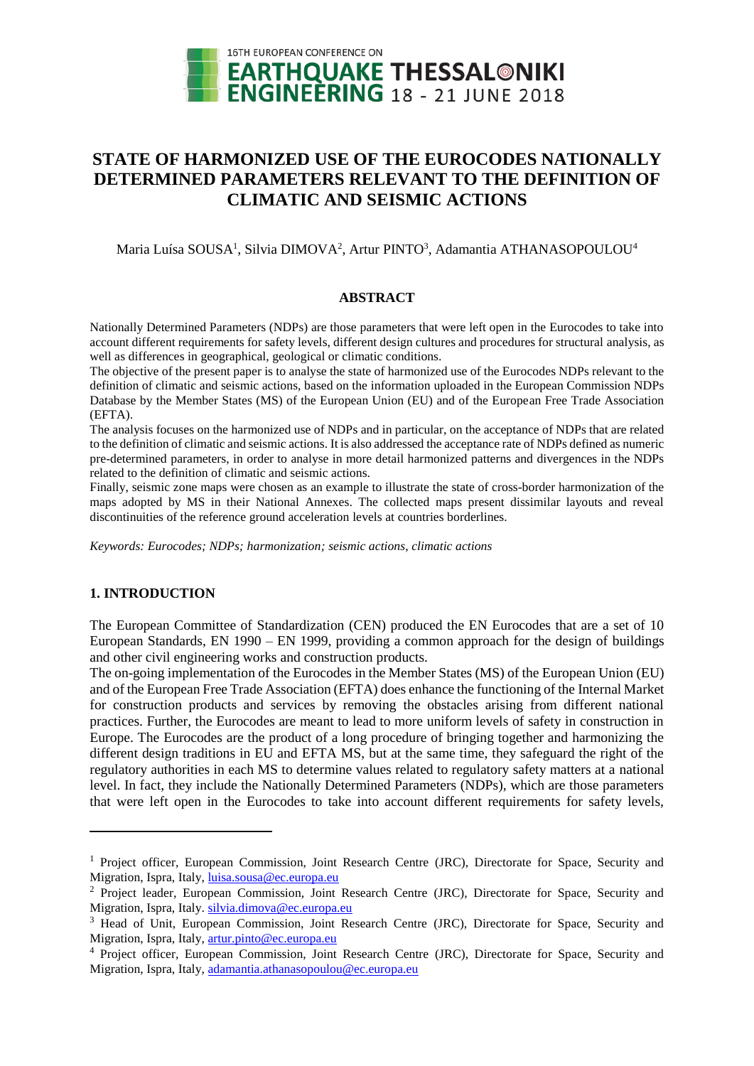# STATE OF HARMONIZED USE OF THE EUROCODES NATIONALLY DETERMINED PARAMETERS RELEVANT TO THE DEFINITION OF CLIMATIC AND SEISMIC ACTIONS

Maria Luísa SOUSA[1], Silvia DIMOVA[2], Artur PINTO[3], Adamantia ATHANASOPOULOU[4]

## ABSTRACT

Nationally Determined Parameters (NDPs) are those parameters that were left open in the Eurocodes to take into account different requirements for safety levels, different design cultures and procedures for structural analysis, as well as differences in geographical, geological or climatic conditions.

The objective of the present paper is to analyse the state of harmonized use of the Eurocodes NDPs relevant to the definition of climatic and seismic actions, based on the information uploaded in the European Commission NDPs Database by the Member States (MS) of the European Union (EU) and of the European Free Trade Association (EFTA).

The analysis focuses on the harmonized use of NDPs and in particular, on the acceptance of NDPs that are related to the definition of climatic and seismic actions. It is also addressed the acceptance rate of NDPs defined as numeric pre-determined parameters, in order to analyse in more detail harmonized patterns and divergences in the NDPs related to the definition of climatic and seismic actions.

Finally, seismic zone maps were chosen as an example to illustrate the state of cross-border harmonization of the maps adopted by MS in their National Annexes. The collected maps present dissimilar layouts and reveal discontinuities of the reference ground acceleration levels at countries borderlines.

*Keywords: Eurocodes; NDPs; harmonization; seismic actions, climatic actions*

## 1. INTRODUCTION

The European Committee of Standardization (CEN) produced the EN Eurocodes that are a set of 10 European Standards, EN 1990 – EN 1999, providing a common approach for the design of buildings and other civil engineering works and construction products.

The on-going implementation of the Eurocodes in the Member States (MS) of the European Union (EU) and of the European Free Trade Association (EFTA) does enhance the functioning of the Internal Market for construction products and services by removing the obstacles arising from different national practices. Further, the Eurocodes are meant to lead to more uniform levels of safety in construction in Europe. The Eurocodes are the product of a long procedure of bringing together and harmonizing the different design traditions in EU and EFTA MS, but at the same time, they safeguard the right of the regulatory authorities in each MS to determine values related to regulatory safety matters at a national level. In fact, they include the Nationally Determined Parameters (NDPs), which are those parameters that were left open in the Eurocodes to take into account different requirements for safety levels,

---

[1] Project officer, European Commission, Joint Research Centre (JRC), Directorate for Space, Security and Migration, Ispra, Italy, luisa.sousa@ec.europa.eu

[2] Project leader, European Commission, Joint Research Centre (JRC), Directorate for Space, Security and Migration, Ispra, Italy. silvia.dimova@ec.europa.eu

[3] Head of Unit, European Commission, Joint Research Centre (JRC), Directorate for Space, Security and Migration, Ispra, Italy, artur.pinto@ec.europa.eu

[4] Project officer, European Commission, Joint Research Centre (JRC), Directorate for Space, Security and Migration, Ispra, Italy, adamantia.athanasopoulou@ec.europa.eu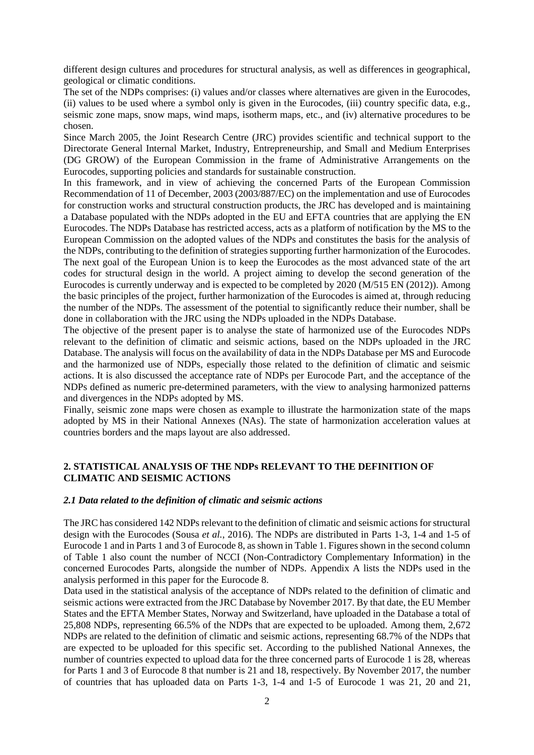different design cultures and procedures for structural analysis, as well as differences in geographical, geological or climatic conditions.

The set of the NDPs comprises: (i) values and/or classes where alternatives are given in the Eurocodes, (ii) values to be used where a symbol only is given in the Eurocodes, (iii) country specific data, e.g., seismic zone maps, snow maps, wind maps, isotherm maps, etc., and (iv) alternative procedures to be chosen.

Since March 2005, the Joint Research Centre (JRC) provides scientific and technical support to the Directorate General Internal Market, Industry, Entrepreneurship, and Small and Medium Enterprises (DG GROW) of the European Commission in the frame of Administrative Arrangements on the Eurocodes, supporting policies and standards for sustainable construction.

In this framework, and in view of achieving the concerned Parts of the European Commission Recommendation of 11 of December, 2003 (2003/887/EC) on the implementation and use of Eurocodes for construction works and structural construction products, the JRC has developed and is maintaining a Database populated with the NDPs adopted in the EU and EFTA countries that are applying the EN Eurocodes. The NDPs Database has restricted access, acts as a platform of notification by the MS to the European Commission on the adopted values of the NDPs and constitutes the basis for the analysis of the NDPs, contributing to the definition of strategies supporting further harmonization of the Eurocodes.

The next goal of the European Union is to keep the Eurocodes as the most advanced state of the art codes for structural design in the world. A project aiming to develop the second generation of the Eurocodes is currently underway and is expected to be completed by 2020 (M/515 EN (2012)). Among the basic principles of the project, further harmonization of the Eurocodes is aimed at, through reducing the number of the NDPs. The assessment of the potential to significantly reduce their number, shall be done in collaboration with the JRC using the NDPs uploaded in the NDPs Database.

The objective of the present paper is to analyse the state of harmonized use of the Eurocodes NDPs relevant to the definition of climatic and seismic actions, based on the NDPs uploaded in the JRC Database. The analysis will focus on the availability of data in the NDPs Database per MS and Eurocode and the harmonized use of NDPs, especially those related to the definition of climatic and seismic actions. It is also discussed the acceptance rate of NDPs per Eurocode Part, and the acceptance of the NDPs defined as numeric pre-determined parameters, with the view to analysing harmonized patterns and divergences in the NDPs adopted by MS.

Finally, seismic zone maps were chosen as example to illustrate the harmonization state of the maps adopted by MS in their National Annexes (NAs). The state of harmonization acceleration values at countries borders and the maps layout are also addressed.

## 2. STATISTICAL ANALYSIS OF THE NDPs RELEVANT TO THE DEFINITION OF CLIMATIC AND SEISMIC ACTIONS

### *2.1 Data related to the definition of climatic and seismic actions*

The JRC has considered 142 NDPs relevant to the definition of climatic and seismic actions for structural design with the Eurocodes (Sousa *et al.*, 2016). The NDPs are distributed in Parts 1-3, 1-4 and 1-5 of Eurocode 1 and in Parts 1 and 3 of Eurocode 8, as shown in Table 1. Figures shown in the second column of Table 1 also count the number of NCCI (Non-Contradictory Complementary Information) in the concerned Eurocodes Parts, alongside the number of NDPs. Appendix A lists the NDPs used in the analysis performed in this paper for the Eurocode 8.

Data used in the statistical analysis of the acceptance of NDPs related to the definition of climatic and seismic actions were extracted from the JRC Database by November 2017. By that date, the EU Member States and the EFTA Member States, Norway and Switzerland, have uploaded in the Database a total of 25,808 NDPs, representing 66.5% of the NDPs that are expected to be uploaded. Among them, 2,672 NDPs are related to the definition of climatic and seismic actions, representing 68.7% of the NDPs that are expected to be uploaded for this specific set. According to the published National Annexes, the number of countries expected to upload data for the three concerned parts of Eurocode 1 is 28, whereas for Parts 1 and 3 of Eurocode 8 that number is 21 and 18, respectively. By November 2017, the number of countries that has uploaded data on Parts 1-3, 1-4 and 1-5 of Eurocode 1 was 21, 20 and 21,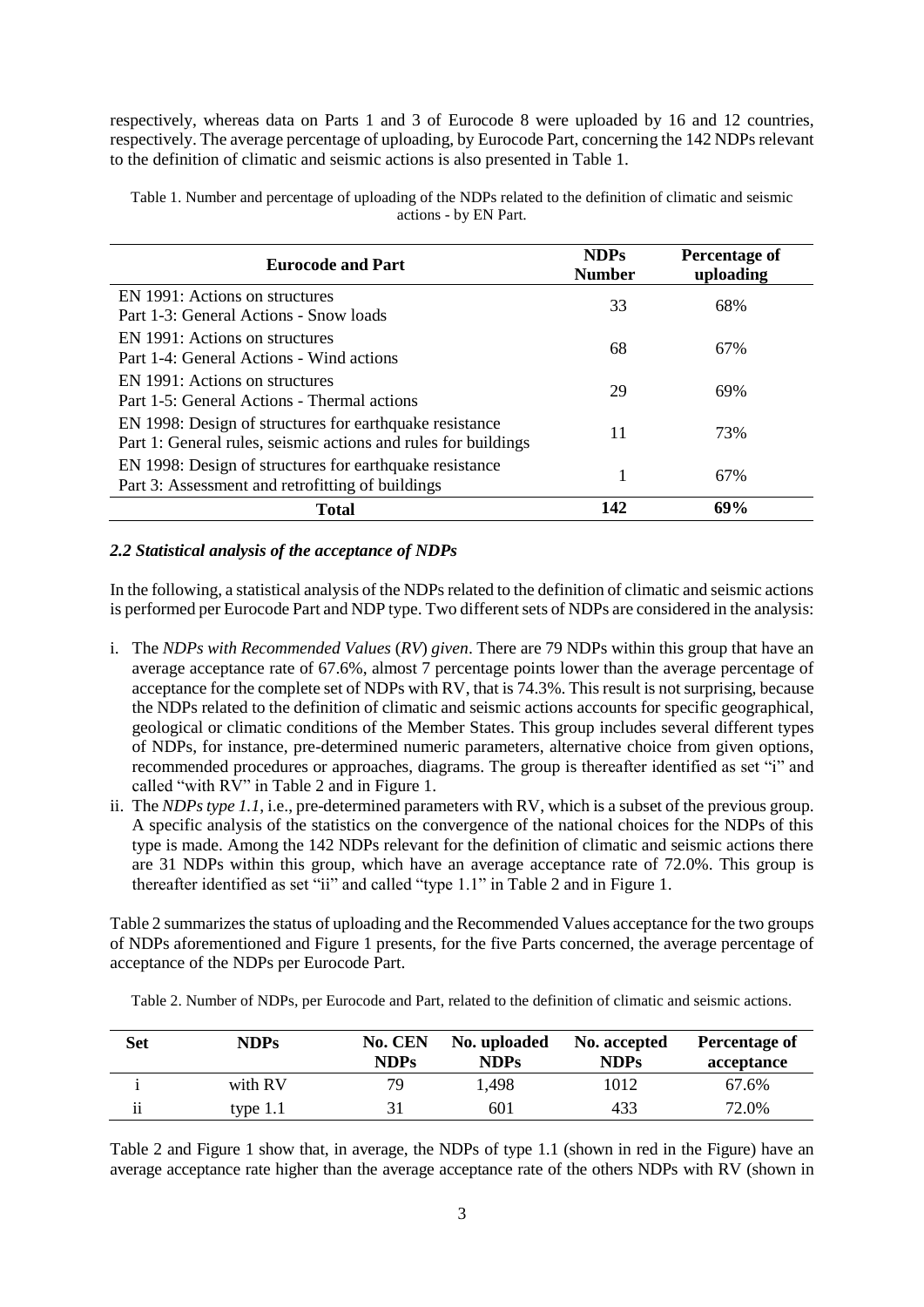respectively, whereas data on Parts 1 and 3 of Eurocode 8 were uploaded by 16 and 12 countries, respectively. The average percentage of uploading, by Eurocode Part, concerning the 142 NDPs relevant to the definition of climatic and seismic actions is also presented in Table 1.

Table 1. Number and percentage of uploading of the NDPs related to the definition of climatic and seismic actions - by EN Part.

| Eurocode and Part | NDPs Number | Percentage of uploading |
|---|---|---|
| EN 1991: Actions on structures<br>Part 1-3: General Actions - Snow loads | 33 | 68% |
| EN 1991: Actions on structures<br>Part 1-4: General Actions - Wind actions | 68 | 67% |
| EN 1991: Actions on structures<br>Part 1-5: General Actions - Thermal actions | 29 | 69% |
| EN 1998: Design of structures for earthquake resistance<br>Part 1: General rules, seismic actions and rules for buildings | 11 | 73% |
| EN 1998: Design of structures for earthquake resistance<br>Part 3: Assessment and retrofitting of buildings | 1 | 67% |
| **Total** | **142** | **69%** |

### *2.2 Statistical analysis of the acceptance of NDPs*

In the following, a statistical analysis of the NDPs related to the definition of climatic and seismic actions is performed per Eurocode Part and NDP type. Two different sets of NDPs are considered in the analysis:

i. The *NDPs with Recommended Values* (*RV*) *given*. There are 79 NDPs within this group that have an average acceptance rate of 67.6%, almost 7 percentage points lower than the average percentage of acceptance for the complete set of NDPs with RV, that is 74.3%. This result is not surprising, because the NDPs related to the definition of climatic and seismic actions accounts for specific geographical, geological or climatic conditions of the Member States. This group includes several different types of NDPs, for instance, pre-determined numeric parameters, alternative choice from given options, recommended procedures or approaches, diagrams. The group is thereafter identified as set "i" and called "with RV" in Table 2 and in Figure 1.

ii. The *NDPs type 1.1*, i.e., pre-determined parameters with RV, which is a subset of the previous group. A specific analysis of the statistics on the convergence of the national choices for the NDPs of this type is made. Among the 142 NDPs relevant for the definition of climatic and seismic actions there are 31 NDPs within this group, which have an average acceptance rate of 72.0%. This group is thereafter identified as set "ii" and called "type 1.1" in Table 2 and in Figure 1.

Table 2 summarizes the status of uploading and the Recommended Values acceptance for the two groups of NDPs aforementioned and Figure 1 presents, for the five Parts concerned, the average percentage of acceptance of the NDPs per Eurocode Part.

Table 2. Number of NDPs, per Eurocode and Part, related to the definition of climatic and seismic actions.

| Set | NDPs | No. CEN NDPs | No. uploaded NDPs | No. accepted NDPs | Percentage of acceptance |
|---|---|---|---|---|---|
| i | with RV | 79 | 1,498 | 1012 | 67.6% |
| ii | type 1.1 | 31 | 601 | 433 | 72.0% |

Table 2 and Figure 1 show that, in average, the NDPs of type 1.1 (shown in red in the Figure) have an average acceptance rate higher than the average acceptance rate of the others NDPs with RV (shown in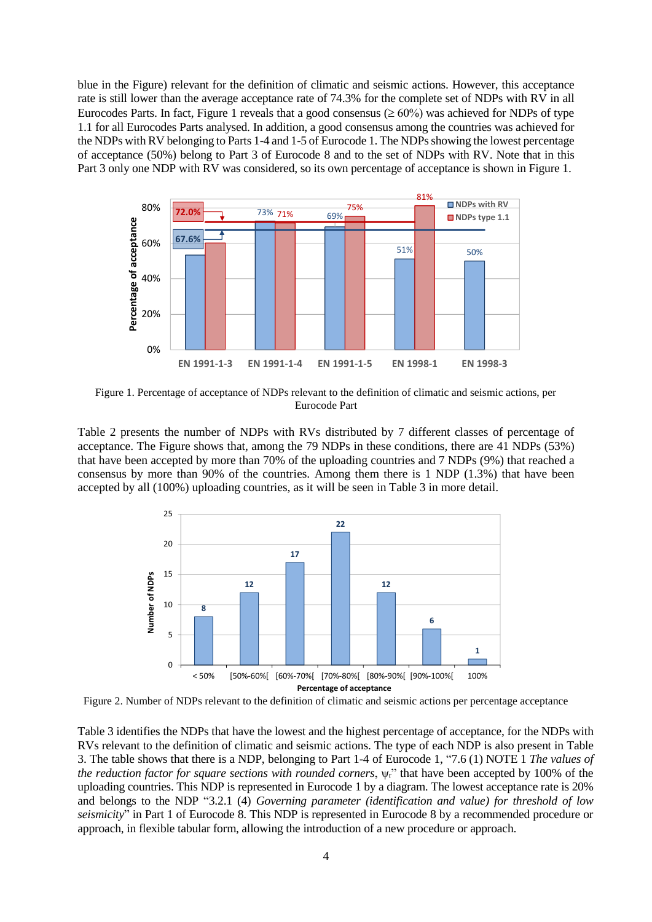blue in the Figure) relevant for the definition of climatic and seismic actions. However, this acceptance rate is still lower than the average acceptance rate of 74.3% for the complete set of NDPs with RV in all Eurocodes Parts. In fact, Figure 1 reveals that a good consensus (≥ 60%) was achieved for NDPs of type 1.1 for all Eurocodes Parts analysed. In addition, a good consensus among the countries was achieved for the NDPs with RV belonging to Parts 1-4 and 1-5 of Eurocode 1. The NDPs showing the lowest percentage of acceptance (50%) belong to Part 3 of Eurocode 8 and to the set of NDPs with RV. Note that in this Part 3 only one NDP with RV was considered, so its own percentage of acceptance is shown in Figure 1.

Figure 1. Percentage of acceptance of NDPs relevant to the definition of climatic and seismic actions, per Eurocode Part

Table 2 presents the number of NDPs with RVs distributed by 7 different classes of percentage of acceptance. The Figure shows that, among the 79 NDPs in these conditions, there are 41 NDPs (53%) that have been accepted by more than 70% of the uploading countries and 7 NDPs (9%) that reached a consensus by more than 90% of the countries. Among them there is 1 NDP (1.3%) that have been accepted by all (100%) uploading countries, as it will be seen in Table 3 in more detail.

Figure 2. Number of NDPs relevant to the definition of climatic and seismic actions per percentage acceptance

Table 3 identifies the NDPs that have the lowest and the highest percentage of acceptance, for the NDPs with RVs relevant to the definition of climatic and seismic actions. The type of each NDP is also present in Table 3. The table shows that there is a NDP, belonging to Part 1-4 of Eurocode 1, "7.6 (1) NOTE 1 *The values of the reduction factor for square sections with rounded corners*, $\psi_r$" that have been accepted by 100% of the uploading countries. This NDP is represented in Eurocode 1 by a diagram. The lowest acceptance rate is 20% and belongs to the NDP "3.2.1 (4) *Governing parameter (identification and value) for threshold of low seismicity*" in Part 1 of Eurocode 8. This NDP is represented in Eurocode 8 by a recommended procedure or approach, in flexible tabular form, allowing the introduction of a new procedure or approach.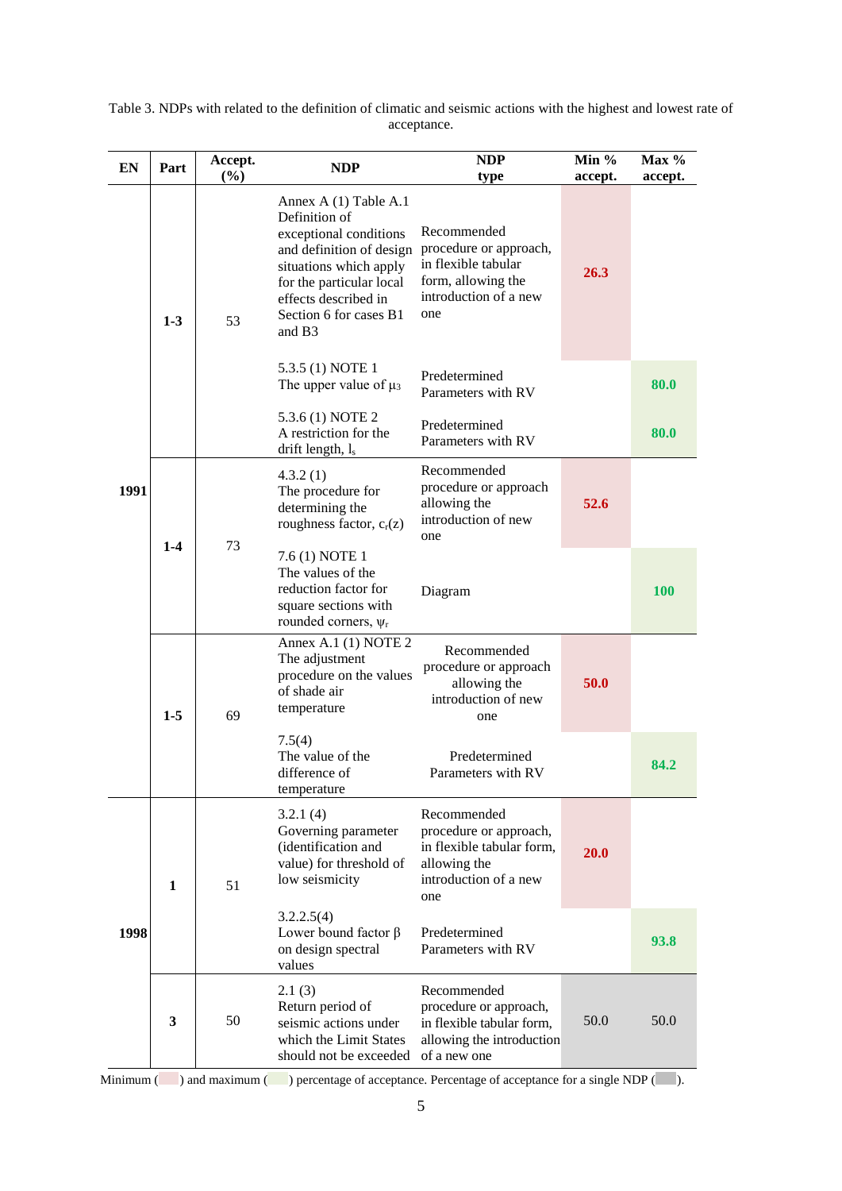Table 3. NDPs with related to the definition of climatic and seismic actions with the highest and lowest rate of acceptance.

| EN | Part | Accept. (%) | NDP | NDP type | Min % accept. | Max % accept. |
|---|---|---|---|---|---|---|
| 1991 | 1-3 | 53 | Annex A (1) Table A.1 Definition of exceptional conditions and definition of design situations which apply for the particular local effects described in Section 6 for cases B1 and B3 | Recommended procedure or approach, in flexible tabular form, allowing the introduction of a new one | **26.3** | |
| | | | 5.3.5 (1) NOTE 1 The upper value of $\mu_3$ | Predetermined Parameters with RV | | **80.0** |
| | | | 5.3.6 (1) NOTE 2 A restriction for the drift length, $l_s$ | Predetermined Parameters with RV | | **80.0** |
| | 1-4 | 73 | 4.3.2 (1) The procedure for determining the roughness factor, $c_r(z)$ | Recommended procedure or approach allowing the introduction of new one | **52.6** | |
| | | | 7.6 (1) NOTE 1 The values of the reduction factor for square sections with rounded corners, $\psi_r$ | Diagram | | **100** |
| | 1-5 | 69 | Annex A.1 (1) NOTE 2 The adjustment procedure on the values of shade air temperature | Recommended procedure or approach allowing the introduction of new one | **50.0** | |
| | | | 7.5(4) The value of the difference of temperature | Predetermined Parameters with RV | | **84.2** |
| 1998 | 1 | 51 | 3.2.1 (4) Governing parameter (identification and value) for threshold of low seismicity | Recommended procedure or approach, in flexible tabular form, allowing the introduction of a new one | **20.0** | |
| | | | 3.2.2.5(4) Lower bound factor $\beta$ on design spectral values | Predetermined Parameters with RV | | **93.8** |
| | 3 | 50 | 2.1 (3) Return period of seismic actions under which the Limit States should not be exceeded | Recommended procedure or approach, in flexible tabular form, allowing the introduction of a new one | 50.0 | 50.0 |

Minimum ( ) and maximum ( ) percentage of acceptance. Percentage of acceptance for a single NDP ( ).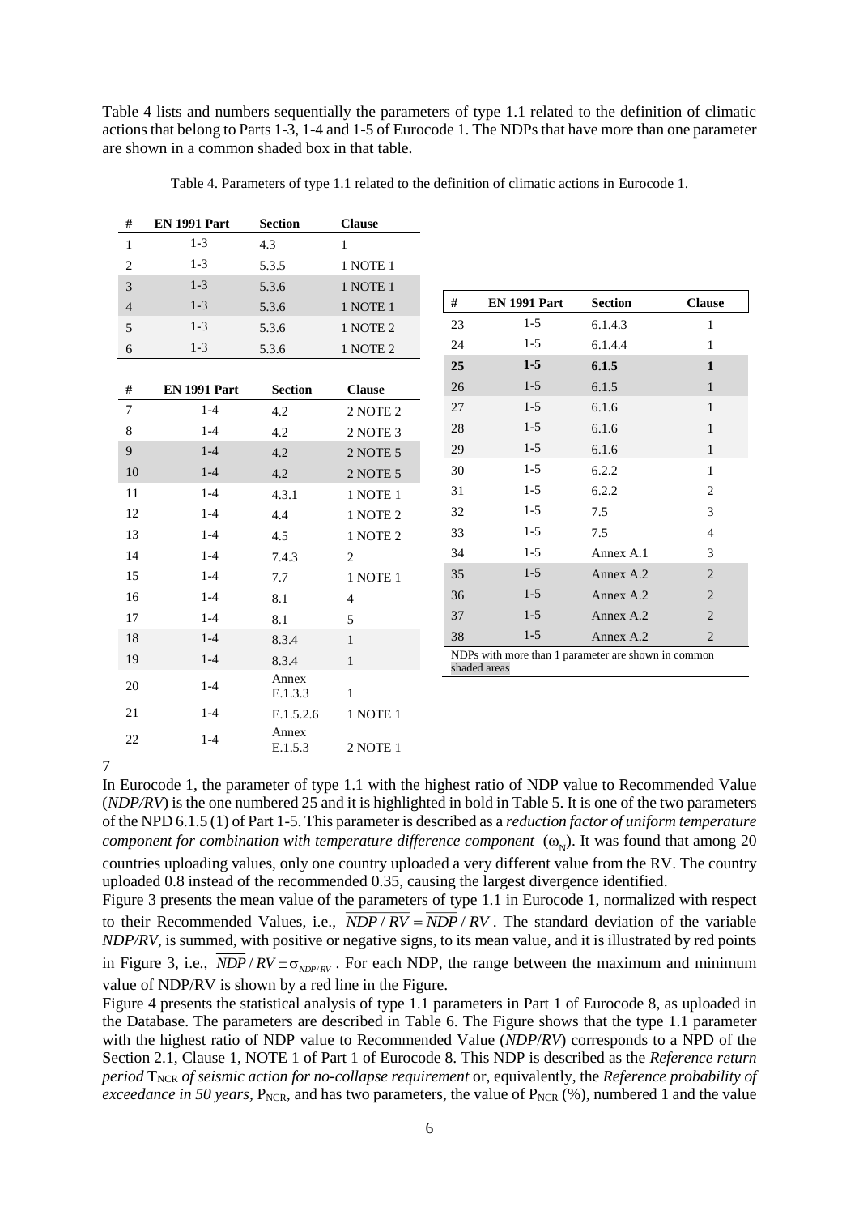Table 4 lists and numbers sequentially the parameters of type 1.1 related to the definition of climatic actions that belong to Parts 1-3, 1-4 and 1-5 of Eurocode 1. The NDPs that have more than one parameter are shown in a common shaded box in that table.

Table 4. Parameters of type 1.1 related to the definition of climatic actions in Eurocode 1.

| # | EN 1991 Part | Section | Clause |
|---|---|---|---|
| 1 | 1-3 | 4.3 | 1 |
| 2 | 1-3 | 5.3.5 | 1 NOTE 1 |
| 3 | 1-3 | 5.3.6 | 1 NOTE 1 |
| 4 | 1-3 | 5.3.6 | 1 NOTE 1 |
| 5 | 1-3 | 5.3.6 | 1 NOTE 2 |
| 6 | 1-3 | 5.3.6 | 1 NOTE 2 |

| # | EN 1991 Part | Section | Clause |
|---|---|---|---|
| 7 | 1-4 | 4.2 | 2 NOTE 2 |
| 8 | 1-4 | 4.2 | 2 NOTE 3 |
| 9 | 1-4 | 4.2 | 2 NOTE 5 |
| 10 | 1-4 | 4.2 | 2 NOTE 5 |
| 11 | 1-4 | 4.3.1 | 1 NOTE 1 |
| 12 | 1-4 | 4.4 | 1 NOTE 2 |
| 13 | 1-4 | 4.5 | 1 NOTE 2 |
| 14 | 1-4 | 7.4.3 | 2 |
| 15 | 1-4 | 7.7 | 1 NOTE 1 |
| 16 | 1-4 | 8.1 | 4 |
| 17 | 1-4 | 8.1 | 5 |
| 18 | 1-4 | 8.3.4 | 1 |
| 19 | 1-4 | 8.3.4 | 1 |
| 20 | 1-4 | Annex E.1.3.3 | 1 |
| 21 | 1-4 | E.1.5.2.6 | 1 NOTE 1 |
| 22 | 1-4 | Annex E.1.5.3 | 2 NOTE 1 |

| # | EN 1991 Part | Section | Clause |
|---|---|---|---|
| 23 | 1-5 | 6.1.4.3 | 1 |
| 24 | 1-5 | 6.1.4.4 | 1 |
| **25** | **1-5** | **6.1.5** | **1** |
| 26 | 1-5 | 6.1.5 | 1 |
| 27 | 1-5 | 6.1.6 | 1 |
| 28 | 1-5 | 6.1.6 | 1 |
| 29 | 1-5 | 6.1.6 | 1 |
| 30 | 1-5 | 6.2.2 | 1 |
| 31 | 1-5 | 6.2.2 | 2 |
| 32 | 1-5 | 7.5 | 3 |
| 33 | 1-5 | 7.5 | 4 |
| 34 | 1-5 | Annex A.1 | 3 |
| 35 | 1-5 | Annex A.2 | 2 |
| 36 | 1-5 | Annex A.2 | 2 |
| 37 | 1-5 | Annex A.2 | 2 |
| 38 | 1-5 | Annex A.2 | 2 |

NDPs with more than 1 parameter are shown in common shaded areas

7

In Eurocode 1, the parameter of type 1.1 with the highest ratio of NDP value to Recommended Value (*NDP/RV*) is the one numbered 25 and it is highlighted in bold in Table 5. It is one of the two parameters of the NPD 6.1.5 (1) of Part 1-5. This parameter is described as a *reduction factor of uniform temperature component for combination with temperature difference component* ($\omega_N$). It was found that among 20 countries uploading values, only one country uploaded a very different value from the RV. The country uploaded 0.8 instead of the recommended 0.35, causing the largest divergence identified.

Figure 3 presents the mean value of the parameters of type 1.1 in Eurocode 1, normalized with respect to their Recommended Values, i.e., $\overline{NDP/RV} = \overline{NDP}/RV$. The standard deviation of the variable *NDP/RV*, is summed, with positive or negative signs, to its mean value, and it is illustrated by red points in Figure 3, i.e., $\overline{NDP}/RV \pm \sigma_{NDP/RV}$. For each NDP, the range between the maximum and minimum value of NDP/RV is shown by a red line in the Figure.

Figure 4 presents the statistical analysis of type 1.1 parameters in Part 1 of Eurocode 8, as uploaded in the Database. The parameters are described in Table 6. The Figure shows that the type 1.1 parameter with the highest ratio of NDP value to Recommended Value (*NDP*/*RV*) corresponds to a NPD of the Section 2.1, Clause 1, NOTE 1 of Part 1 of Eurocode 8. This NDP is described as the *Reference return period* $T_{NCR}$ *of seismic action for no-collapse requirement* or, equivalently, the *Reference probability of exceedance in 50 years*, $P_{NCR}$, and has two parameters, the value of $P_{NCR}$ (%), numbered 1 and the value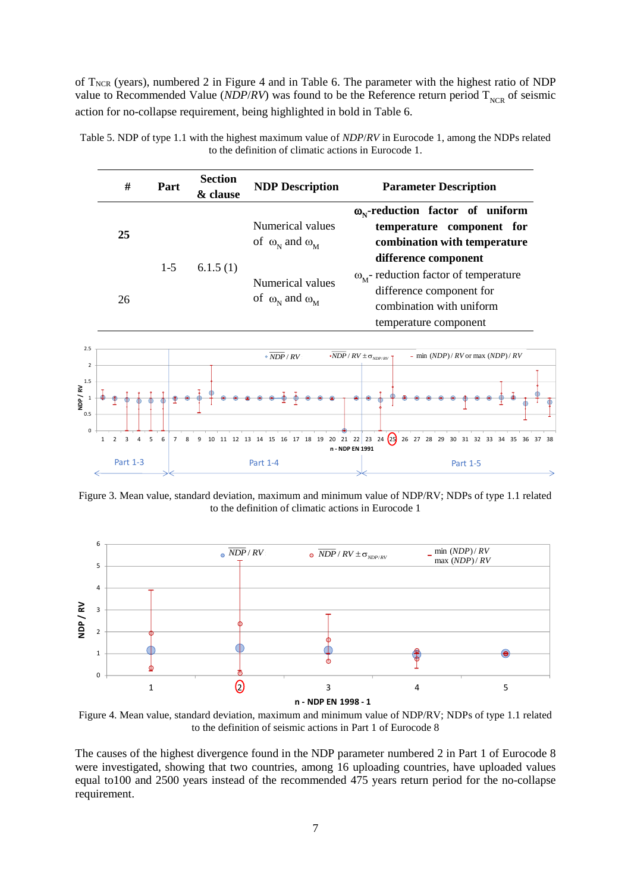of $T_{NCR}$ (years), numbered 2 in Figure 4 and in Table 6. The parameter with the highest ratio of NDP value to Recommended Value (*NDP*/*RV*) was found to be the Reference return period $T_{NCR}$ of seismic action for no-collapse requirement, being highlighted in bold in Table 6.

Table 5. NDP of type 1.1 with the highest maximum value of *NDP*/*RV* in Eurocode 1, among the NDPs related to the definition of climatic actions in Eurocode 1.

| # | Part | Section & clause | NDP Description | Parameter Description |
|---|---|---|---|---|
| **25** | 1-5 | 6.1.5 (1) | Numerical values of $\omega_N$ and $\omega_M$ | **$\omega_N$-reduction factor of uniform temperature component for combination with temperature difference component** |
| 26 | 1-5 | 6.1.5 (1) | Numerical values of $\omega_N$ and $\omega_M$ | $\omega_M$- reduction factor of temperature difference component for combination with uniform temperature component |

Figure 3. Mean value, standard deviation, maximum and minimum value of NDP/RV; NDPs of type 1.1 related to the definition of climatic actions in Eurocode 1

Figure 4. Mean value, standard deviation, maximum and minimum value of NDP/RV; NDPs of type 1.1 related to the definition of seismic actions in Part 1 of Eurocode 8

The causes of the highest divergence found in the NDP parameter numbered 2 in Part 1 of Eurocode 8 were investigated, showing that two countries, among 16 uploading countries, have uploaded values equal to100 and 2500 years instead of the recommended 475 years return period for the no-collapse requirement.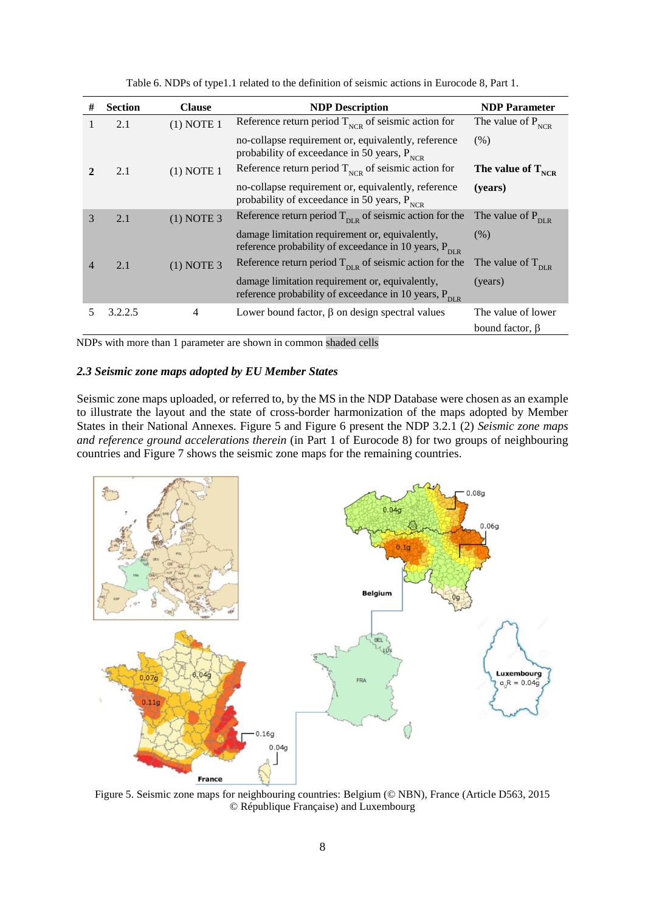Table 6. NDPs of type1.1 related to the definition of seismic actions in Eurocode 8, Part 1.

| # | Section | Clause | NDP Description | NDP Parameter |
|---|---|---|---|---|
| 1 | 2.1 | (1) NOTE 1 | Reference return period $T_{NCR}$ of seismic action for no-collapse requirement or, equivalently, reference probability of exceedance in 50 years, $P_{NCR}$ | The value of $P_{NCR}$ (%) |
| **2** | 2.1 | (1) NOTE 1 | Reference return period $T_{NCR}$ of seismic action for no-collapse requirement or, equivalently, reference probability of exceedance in 50 years, $P_{NCR}$ | **The value of $T_{NCR}$ (years)** |
| 3 | 2.1 | (1) NOTE 3 | Reference return period $T_{DLR}$ of seismic action for the damage limitation requirement or, equivalently, reference probability of exceedance in 10 years, $P_{DLR}$ | The value of $P_{DLR}$ (%) |
| 4 | 2.1 | (1) NOTE 3 | Reference return period $T_{DLR}$ of seismic action for the damage limitation requirement or, equivalently, reference probability of exceedance in 10 years, $P_{DLR}$ | The value of $T_{DLR}$ (years) |
| 5 | 3.2.2.5 | 4 | Lower bound factor, β on design spectral values | The value of lower bound factor, β |

NDPs with more than 1 parameter are shown in common shaded cells

### *2.3 Seismic zone maps adopted by EU Member States*

Seismic zone maps uploaded, or referred to, by the MS in the NDP Database were chosen as an example to illustrate the layout and the state of cross-border harmonization of the maps adopted by Member States in their National Annexes. Figure 5 and Figure 6 present the NDP 3.2.1 (2) *Seismic zone maps and reference ground accelerations therein* (in Part 1 of Eurocode 8) for two groups of neighbouring countries and Figure 7 shows the seismic zone maps for the remaining countries.

Figure 5. Seismic zone maps for neighbouring countries: Belgium (© NBN), France (Article D563, 2015 © République Française) and Luxembourg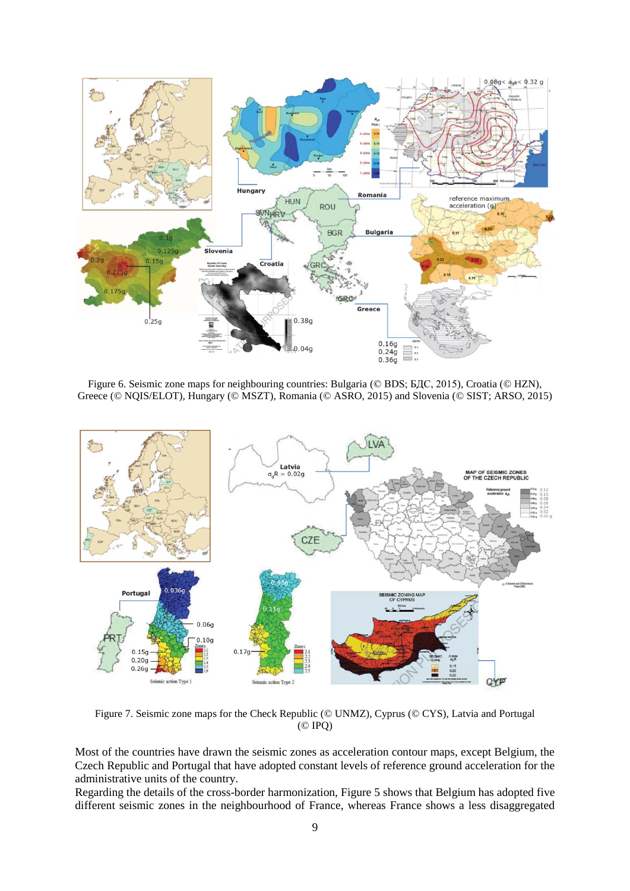Figure 6. Seismic zone maps for neighbouring countries: Bulgaria (© BDS; БДС, 2015), Croatia (© HZN), Greece (© NQIS/ELOT), Hungary (© MSZT), Romania (© ASRO, 2015) and Slovenia (© SIST; ARSO, 2015)

Figure 7. Seismic zone maps for the Check Republic (© UNMZ), Cyprus (© CYS), Latvia and Portugal (© IPQ)

Most of the countries have drawn the seismic zones as acceleration contour maps, except Belgium, the Czech Republic and Portugal that have adopted constant levels of reference ground acceleration for the administrative units of the country.

Regarding the details of the cross-border harmonization, Figure 5 shows that Belgium has adopted five different seismic zones in the neighbourhood of France, whereas France shows a less disaggregated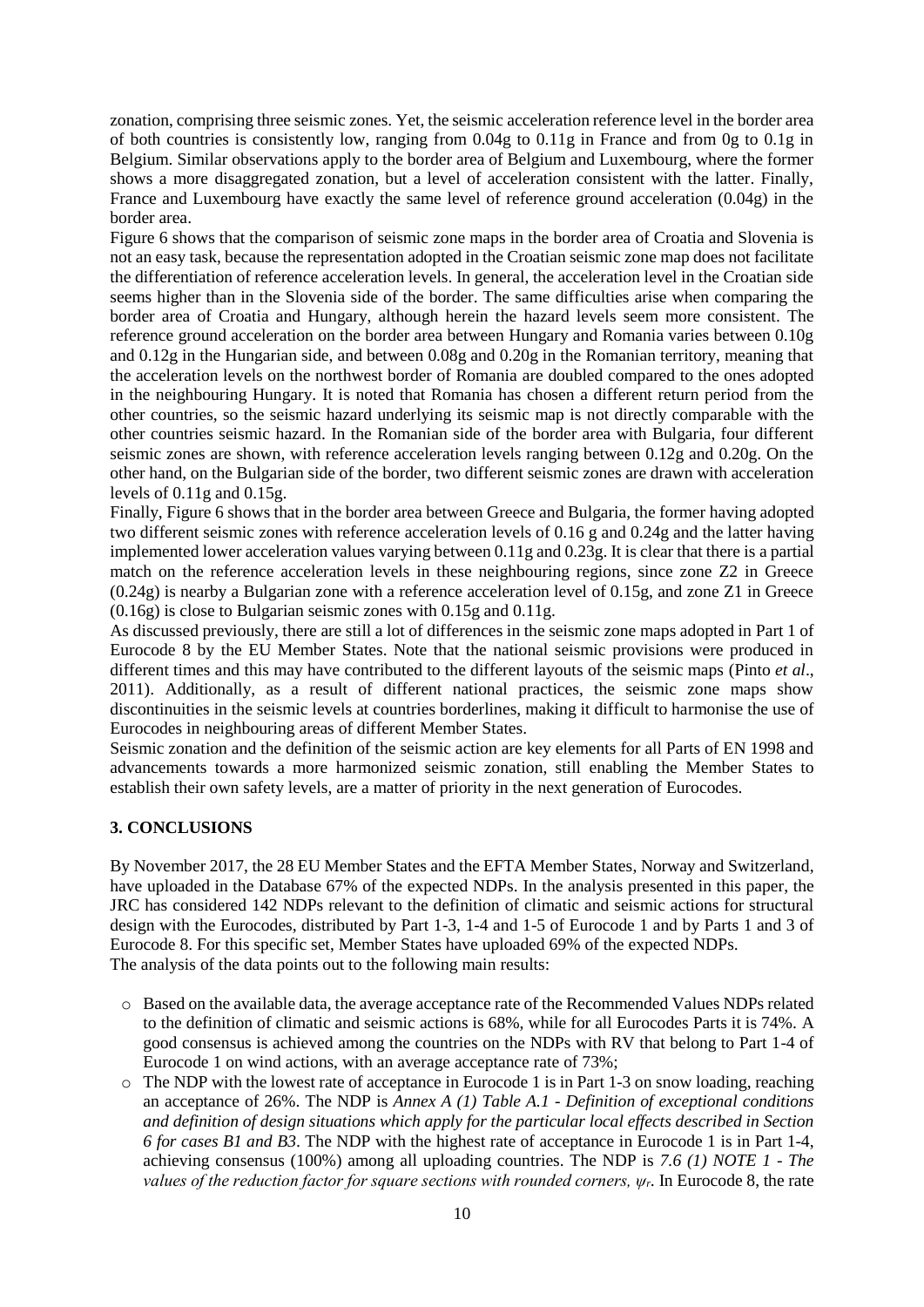zonation, comprising three seismic zones. Yet, the seismic acceleration reference level in the border area of both countries is consistently low, ranging from 0.04g to 0.11g in France and from 0g to 0.1g in Belgium. Similar observations apply to the border area of Belgium and Luxembourg, where the former shows a more disaggregated zonation, but a level of acceleration consistent with the latter. Finally, France and Luxembourg have exactly the same level of reference ground acceleration (0.04g) in the border area.

Figure 6 shows that the comparison of seismic zone maps in the border area of Croatia and Slovenia is not an easy task, because the representation adopted in the Croatian seismic zone map does not facilitate the differentiation of reference acceleration levels. In general, the acceleration level in the Croatian side seems higher than in the Slovenia side of the border. The same difficulties arise when comparing the border area of Croatia and Hungary, although herein the hazard levels seem more consistent. The reference ground acceleration on the border area between Hungary and Romania varies between 0.10g and 0.12g in the Hungarian side, and between 0.08g and 0.20g in the Romanian territory, meaning that the acceleration levels on the northwest border of Romania are doubled compared to the ones adopted in the neighbouring Hungary. It is noted that Romania has chosen a different return period from the other countries, so the seismic hazard underlying its seismic map is not directly comparable with the other countries seismic hazard. In the Romanian side of the border area with Bulgaria, four different seismic zones are shown, with reference acceleration levels ranging between 0.12g and 0.20g. On the other hand, on the Bulgarian side of the border, two different seismic zones are drawn with acceleration levels of 0.11g and 0.15g.

Finally, Figure 6 shows that in the border area between Greece and Bulgaria, the former having adopted two different seismic zones with reference acceleration levels of 0.16 g and 0.24g and the latter having implemented lower acceleration values varying between 0.11g and 0.23g. It is clear that there is a partial match on the reference acceleration levels in these neighbouring regions, since zone Z2 in Greece (0.24g) is nearby a Bulgarian zone with a reference acceleration level of 0.15g, and zone Z1 in Greece (0.16g) is close to Bulgarian seismic zones with 0.15g and 0.11g.

As discussed previously, there are still a lot of differences in the seismic zone maps adopted in Part 1 of Eurocode 8 by the EU Member States. Note that the national seismic provisions were produced in different times and this may have contributed to the different layouts of the seismic maps (Pinto *et al*., 2011). Additionally, as a result of different national practices, the seismic zone maps show discontinuities in the seismic levels at countries borderlines, making it difficult to harmonise the use of Eurocodes in neighbouring areas of different Member States.

Seismic zonation and the definition of the seismic action are key elements for all Parts of EN 1998 and advancements towards a more harmonized seismic zonation, still enabling the Member States to establish their own safety levels, are a matter of priority in the next generation of Eurocodes.

## 3. CONCLUSIONS

By November 2017, the 28 EU Member States and the EFTA Member States, Norway and Switzerland, have uploaded in the Database 67% of the expected NDPs. In the analysis presented in this paper, the JRC has considered 142 NDPs relevant to the definition of climatic and seismic actions for structural design with the Eurocodes, distributed by Part 1-3, 1-4 and 1-5 of Eurocode 1 and by Parts 1 and 3 of Eurocode 8. For this specific set, Member States have uploaded 69% of the expected NDPs.

The analysis of the data points out to the following main results:

- Based on the available data, the average acceptance rate of the Recommended Values NDPs related to the definition of climatic and seismic actions is 68%, while for all Eurocodes Parts it is 74%. A good consensus is achieved among the countries on the NDPs with RV that belong to Part 1-4 of Eurocode 1 on wind actions, with an average acceptance rate of 73%;
- The NDP with the lowest rate of acceptance in Eurocode 1 is in Part 1-3 on snow loading, reaching an acceptance of 26%. The NDP is *Annex A (1) Table A.1 - Definition of exceptional conditions and definition of design situations which apply for the particular local effects described in Section 6 for cases B1 and B3*. The NDP with the highest rate of acceptance in Eurocode 1 is in Part 1-4, achieving consensus (100%) among all uploading countries. The NDP is *7.6 (1) NOTE 1 - The values of the reduction factor for square sections with rounded corners, $\psi_r$*. In Eurocode 8, the rate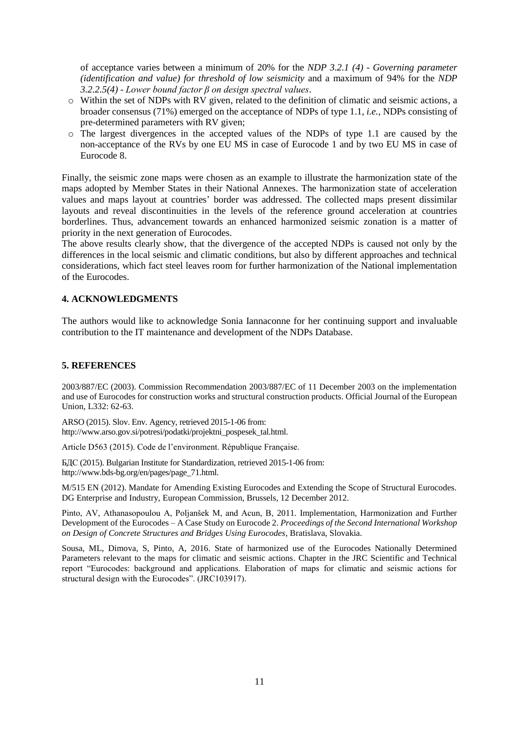of acceptance varies between a minimum of 20% for the *NDP 3.2.1 (4) - Governing parameter (identification and value) for threshold of low seismicity* and a maximum of 94% for the *NDP 3.2.2.5(4) - Lower bound factor β on design spectral values*.

- Within the set of NDPs with RV given, related to the definition of climatic and seismic actions, a broader consensus (71%) emerged on the acceptance of NDPs of type 1.1, *i.e.,* NDPs consisting of pre-determined parameters with RV given;
- The largest divergences in the accepted values of the NDPs of type 1.1 are caused by the non-acceptance of the RVs by one EU MS in case of Eurocode 1 and by two EU MS in case of Eurocode 8.

Finally, the seismic zone maps were chosen as an example to illustrate the harmonization state of the maps adopted by Member States in their National Annexes. The harmonization state of acceleration values and maps layout at countries' border was addressed. The collected maps present dissimilar layouts and reveal discontinuities in the levels of the reference ground acceleration at countries borderlines. Thus, advancement towards an enhanced harmonized seismic zonation is a matter of priority in the next generation of Eurocodes.

The above results clearly show, that the divergence of the accepted NDPs is caused not only by the differences in the local seismic and climatic conditions, but also by different approaches and technical considerations, which fact steel leaves room for further harmonization of the National implementation of the Eurocodes.

## 4. ACKNOWLEDGMENTS

The authors would like to acknowledge Sonia Iannaconne for her continuing support and invaluable contribution to the IT maintenance and development of the NDPs Database.

## 5. REFERENCES

2003/887/EC (2003). Commission Recommendation 2003/887/EC of 11 December 2003 on the implementation and use of Eurocodes for construction works and structural construction products. Official Journal of the European Union, L332: 62-63.

ARSO (2015). Slov. Env. Agency, retrieved 2015-1-06 from: http://www.arso.gov.si/potresi/podatki/projektni_pospesek_tal.html.

Article D563 (2015). Code de l'environment. République Française.

БДС (2015). Bulgarian Institute for Standardization, retrieved 2015-1-06 from: http://www.bds-bg.org/en/pages/page_71.html.

M/515 EN (2012). Mandate for Amending Existing Eurocodes and Extending the Scope of Structural Eurocodes. DG Enterprise and Industry, European Commission, Brussels, 12 December 2012.

Pinto, AV, Athanasopoulou A, Poljanšek M, and Acun, B, 2011. Implementation, Harmonization and Further Development of the Eurocodes – A Case Study on Eurocode 2. *Proceedings of the Second International Workshop on Design of Concrete Structures and Bridges Using Eurocodes*, Bratislava, Slovakia.

Sousa, ML, Dimova, S, Pinto, A, 2016. State of harmonized use of the Eurocodes Nationally Determined Parameters relevant to the maps for climatic and seismic actions. Chapter in the JRC Scientific and Technical report "Eurocodes: background and applications. Elaboration of maps for climatic and seismic actions for structural design with the Eurocodes". (JRC103917).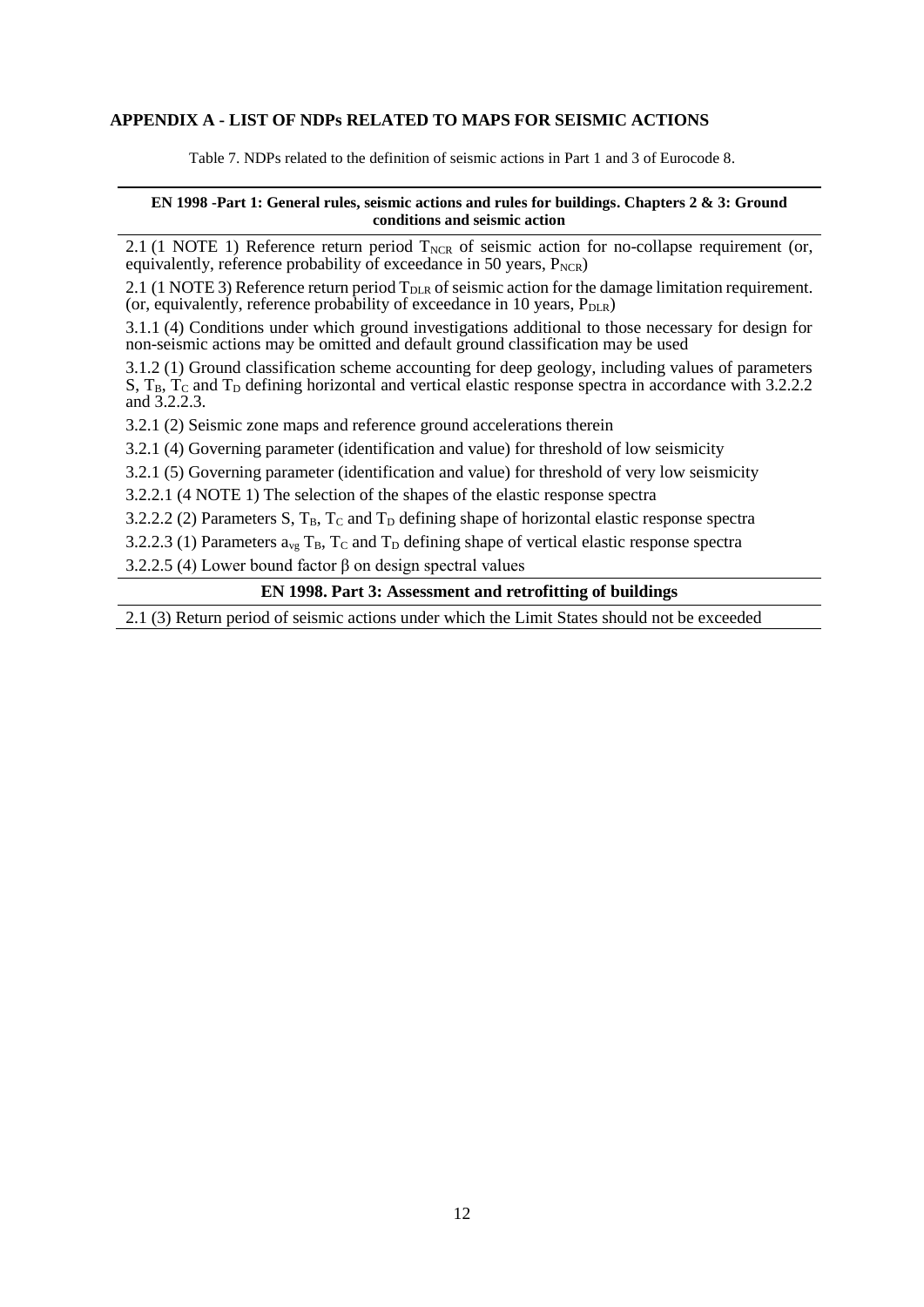## APPENDIX A - LIST OF NDPs RELATED TO MAPS FOR SEISMIC ACTIONS

Table 7. NDPs related to the definition of seismic actions in Part 1 and 3 of Eurocode 8.

| **EN 1998 -Part 1: General rules, seismic actions and rules for buildings. Chapters 2 & 3: Ground conditions and seismic action** |
|---|
| 2.1 (1 NOTE 1) Reference return period $T_{NCR}$ of seismic action for no-collapse requirement (or, equivalently, reference probability of exceedance in 50 years, $P_{NCR}$) |
| 2.1 (1 NOTE 3) Reference return period $T_{DLR}$ of seismic action for the damage limitation requirement. (or, equivalently, reference probability of exceedance in 10 years, $P_{DLR}$) |
| 3.1.1 (4) Conditions under which ground investigations additional to those necessary for design for non-seismic actions may be omitted and default ground classification may be used |
| 3.1.2 (1) Ground classification scheme accounting for deep geology, including values of parameters S, $T_B$, $T_C$ and $T_D$ defining horizontal and vertical elastic response spectra in accordance with 3.2.2.2 and 3.2.2.3. |
| 3.2.1 (2) Seismic zone maps and reference ground accelerations therein |
| 3.2.1 (4) Governing parameter (identification and value) for threshold of low seismicity |
| 3.2.1 (5) Governing parameter (identification and value) for threshold of very low seismicity |
| 3.2.2.1 (4 NOTE 1) The selection of the shapes of the elastic response spectra |
| 3.2.2.2 (2) Parameters S, $T_B$, $T_C$ and $T_D$ defining shape of horizontal elastic response spectra |
| 3.2.2.3 (1) Parameters $a_{vg}$ $T_B$, $T_C$ and $T_D$ defining shape of vertical elastic response spectra |
| 3.2.2.5 (4) Lower bound factor β on design spectral values |
| **EN 1998. Part 3: Assessment and retrofitting of buildings** |
| 2.1 (3) Return period of seismic actions under which the Limit States should not be exceeded |